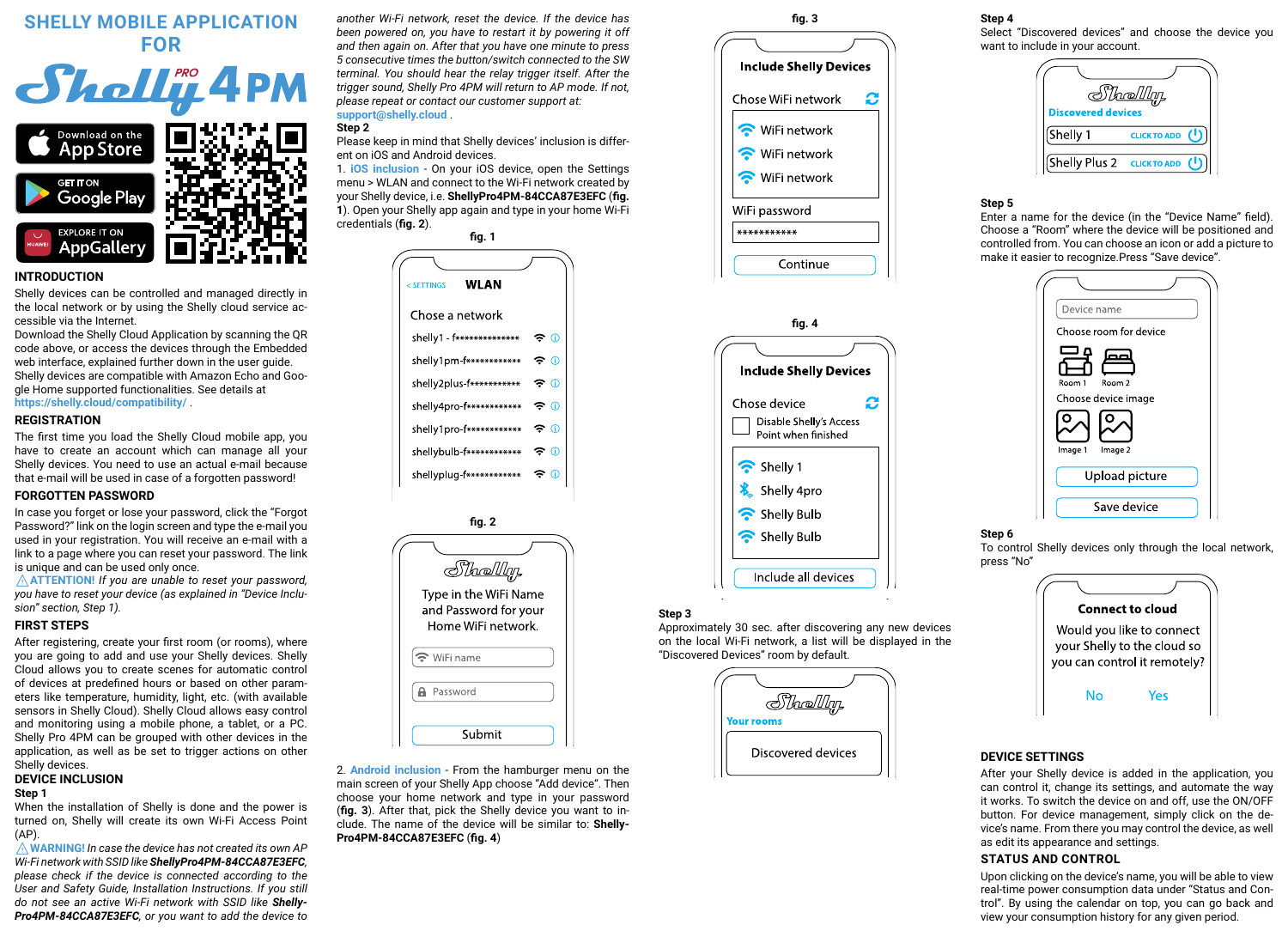# SHELLY MOBILE APPLICATION FOR Shelly PRO 4PM

Download on the App Store

GET IT ON Google Play

EXPLORE IT ON AppGallery

## INTRODUCTION

Shelly devices can be controlled and managed directly in the local network or by using the Shelly cloud service accessible via the Internet.

Download the Shelly Cloud Application by scanning the QR code above, or access the devices through the Embedded web interface, explained further down in the user guide.

Shelly devices are compatible with Amazon Echo and Google Home supported functionalities. See details at https://shelly.cloud/compatibility/ .

## REGISTRATION

The first time you load the Shelly Cloud mobile app, you have to create an account which can manage all your Shelly devices. You need to use an actual e-mail because that e-mail will be used in case of a forgotten password!

## FORGOTTEN PASSWORD

In case you forget or lose your password, click the "Forgot Password?" link on the login screen and type the e-mail you used in your registration. You will receive an e-mail with a link to a page where you can reset your password. The link is unique and can be used only once.

⚠**ATTENTION!** *If you are unable to reset your password, you have to reset your device (as explained in "Device Inclusion" section, Step 1).*

## FIRST STEPS

After registering, create your first room (or rooms), where you are going to add and use your Shelly devices. Shelly Cloud allows you to create scenes for automatic control of devices at predefined hours or based on other parameters like temperature, humidity, light, etc. (with available sensors in Shelly Cloud). Shelly Cloud allows easy control and monitoring using a mobile phone, a tablet, or a PC. Shelly Pro 4PM can be grouped with other devices in the application, as well as be set to trigger actions on other Shelly devices.

## DEVICE INCLUSION

**Step 1**

When the installation of Shelly is done and the power is turned on, Shelly will create its own Wi-Fi Access Point (AP).

⚠**WARNING!** *In case the device has not created its own AP Wi-Fi network with SSID like* ***ShellyPro4PM-84CCA87E3EFC****, please check if the device is connected according to the User and Safety Guide, Installation Instructions. If you still do not see an active Wi-Fi network with SSID like* ***ShellyPro4PM-84CCA87E3EFC****, or you want to add the device to another Wi-Fi network, reset the device. If the device has been powered on, you have to restart it by powering it off and then again on. After that you have one minute to press 5 consecutive times the button/switch connected to the SW terminal. You should hear the relay trigger itself. After the trigger sound, Shelly Pro 4PM will return to AP mode. If not, please repeat or contact our customer support at:* support@shelly.cloud .

**Step 2**

Please keep in mind that Shelly devices' inclusion is different on iOS and Android devices.

1. **iOS inclusion** - On your iOS device, open the Settings menu > WLAN and connect to the Wi-Fi network created by your Shelly device, i.e. **ShellyPro4PM-84CCA87E3EFC** (**fig. 1**). Open your Shelly app again and type in your home Wi-Fi credentials (**fig. 2**).

**fig. 1**

< SETTINGS **WLAN**

Chose a network

- shelly1 - f**************
- shelly1pm-f************
- shelly2plus-f***********
- shelly4pro-f************
- shelly1pro-f************
- shellybulb-f************
- shellyplug-f************

**fig. 2**

Shelly

Type in the WiFi Name and Password for your Home WiFi network.

WiFi name

Password

Submit

2. **Android inclusion** - From the hamburger menu on the main screen of your Shelly App choose "Add device". Then choose your home network and type in your password (**fig. 3**). After that, pick the Shelly device you want to include. The name of the device will be similar to: **ShellyPro4PM-84CCA87E3EFC** (**fig. 4**)

**fig. 3**

**Include Shelly Devices**

Chose WiFi network

- WiFi network
- WiFi network
- WiFi network

WiFi password

***********

Continue

**fig. 4**

**Include Shelly Devices**

Chose device

Disable Shelly's Access Point when finished

- Shelly 1
- Shelly 4pro
- Shelly Bulb
- Shelly Bulb

Include all devices

**Step 3**

Approximately 30 sec. after discovering any new devices on the local Wi-Fi network, a list will be displayed in the "Discovered Devices" room by default.

Shelly

Your rooms

Discovered devices

**Step 4**

Select "Discovered devices" and choose the device you want to include in your account.

Shelly

Discovered devices

- Shelly 1 CLICK TO ADD
- Shelly Plus 2 CLICK TO ADD

**Step 5**

Enter a name for the device (in the "Device Name" field). Choose a "Room" where the device will be positioned and controlled from. You can choose an icon or add a picture to make it easier to recognize.Press "Save device".

Device name

Choose room for device

Room 1 Room 2

Choose device image

Image 1 Image 2

Upload picture

Save device

**Step 6**

To control Shelly devices only through the local network, press "No"

**Connect to cloud**

Would you like to connect your Shelly to the cloud so you can control it remotely?

No Yes

## DEVICE SETTINGS

After your Shelly device is added in the application, you can control it, change its settings, and automate the way it works. To switch the device on and off, use the ON/OFF button. For device management, simply click on the device's name. From there you may control the device, as well as edit its appearance and settings.

## STATUS AND CONTROL

Upon clicking on the device's name, you will be able to view real-time power consumption data under "Status and Control". By using the calendar on top, you can go back and view your consumption history for any given period.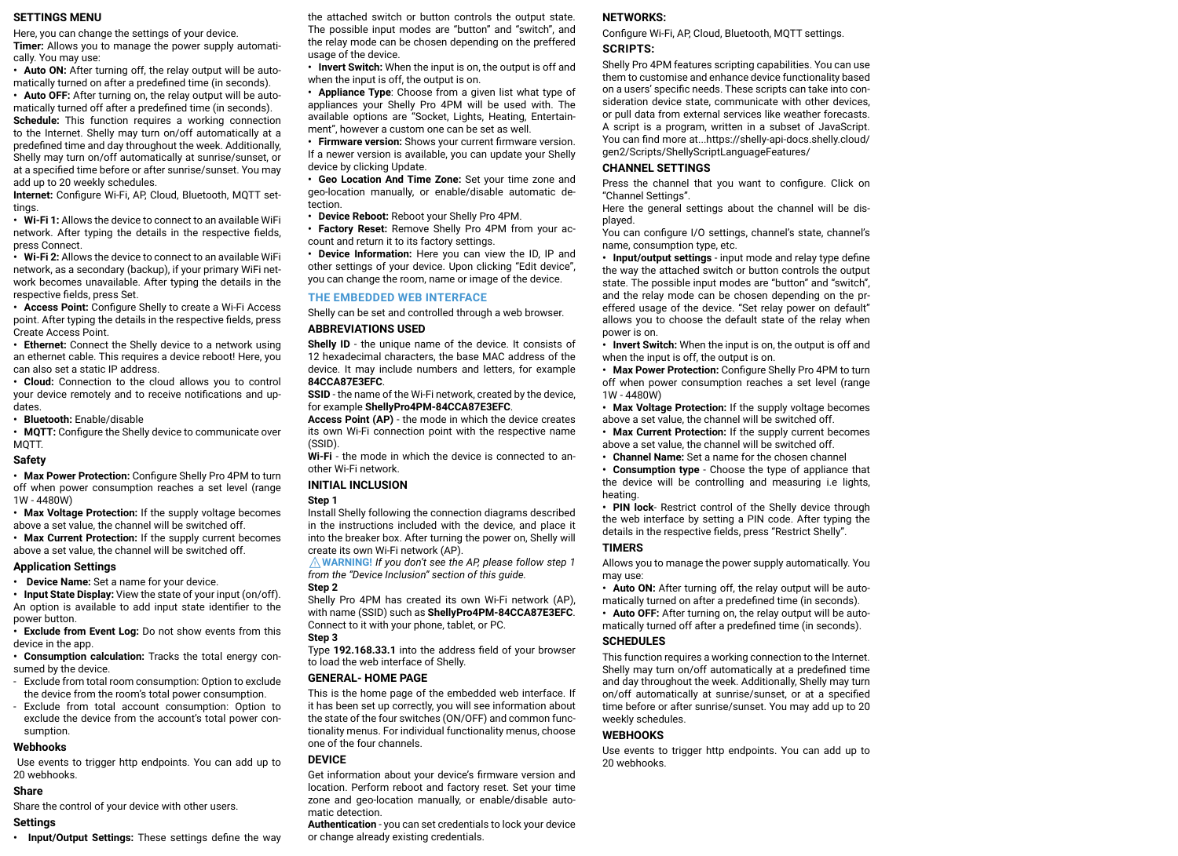## SETTINGS MENU

Here, you can change the settings of your device.

**Timer:** Allows you to manage the power supply automatically. You may use:

- **Auto ON:** After turning off, the relay output will be automatically turned on after a predefined time (in seconds).
- **Auto OFF:** After turning on, the relay output will be automatically turned off after a predefined time (in seconds).

**Schedule:** This function requires a working connection to the Internet. Shelly may turn on/off automatically at a predefined time and day throughout the week. Additionally, Shelly may turn on/off automatically at sunrise/sunset, or at a specified time before or after sunrise/sunset. You may add up to 20 weekly schedules.

**Internet:** Configure Wi-Fi, AP, Cloud, Bluetooth, MQTT settings.

- **Wi-Fi 1:** Allows the device to connect to an available WiFi network. After typing the details in the respective fields, press Connect.
- **Wi-Fi 2:** Allows the device to connect to an available WiFi network, as a secondary (backup), if your primary WiFi network becomes unavailable. After typing the details in the respective fields, press Set.
- **Access Point:** Configure Shelly to create a Wi-Fi Access point. After typing the details in the respective fields, press Create Access Point.
- **Ethernet:** Connect the Shelly device to a network using an ethernet cable. This requires a device reboot! Here, you can also set a static IP address.
- **Cloud:** Connection to the cloud allows you to control your device remotely and to receive notifications and updates.
- **Bluetooth:** Enable/disable
- **MQTT:** Configure the Shelly device to communicate over MQTT.

### Safety

- **Max Power Protection:** Configure Shelly Pro 4PM to turn off when power consumption reaches a set level (range 1W - 4480W)
- **Max Voltage Protection:** If the supply voltage becomes above a set value, the channel will be switched off.
- **Max Current Protection:** If the supply current becomes above a set value, the channel will be switched off.

### Application Settings

- **Device Name:** Set a name for your device.
- **Input State Display:** View the state of your input (on/off). An option is available to add input state identifier to the power button.
- **Exclude from Event Log:** Do not show events from this device in the app.
- **Consumption calculation:** Tracks the total energy consumed by the device.
  - Exclude from total room consumption: Option to exclude the device from the room's total power consumption.
  - Exclude from total account consumption: Option to exclude the device from the account's total power consumption.

### Webhooks

Use events to trigger http endpoints. You can add up to 20 webhooks.

### Share

Share the control of your device with other users.

### Settings

- **Input/Output Settings:** These settings define the way the attached switch or button controls the output state. The possible input modes are "button" and "switch", and the relay mode can be chosen depending on the preffered usage of the device.
- **Invert Switch:** When the input is on, the output is off and when the input is off, the output is on.
- **Appliance Type**: Choose from a given list what type of appliances your Shelly Pro 4PM will be used with. The available options are "Socket, Lights, Heating, Entertainment", however a custom one can be set as well.
- **Firmware version:** Shows your current firmware version. If a newer version is available, you can update your Shelly device by clicking Update.
- **Geo Location And Time Zone:** Set your time zone and geo-location manually, or enable/disable automatic detection.
- **Device Reboot:** Reboot your Shelly Pro 4PM.
- **Factory Reset:** Remove Shelly Pro 4PM from your account and return it to its factory settings.
- **Device Information:** Here you can view the ID, IP and other settings of your device. Upon clicking "Edit device", you can change the room, name or image of the device.

## THE EMBEDDED WEB INTERFACE

Shelly can be set and controlled through a web browser.

### ABBREVIATIONS USED

**Shelly ID** - the unique name of the device. It consists of 12 hexadecimal characters, the base MAC address of the device. It may include numbers and letters, for example **84CCA87E3EFC**.

**SSID** - the name of the Wi-Fi network, created by the device, for example **ShellyPro4PM-84CCA87E3EFC**.

**Access Point (AP)** - the mode in which the device creates its own Wi-Fi connection point with the respective name (SSID).

**Wi-Fi** - the mode in which the device is connected to another Wi-Fi network.

### INITIAL INCLUSION

**Step 1**

Install Shelly following the connection diagrams described in the instructions included with the device, and place it into the breaker box. After turning the power on, Shelly will create its own Wi-Fi network (AP).

⚠ **WARNING!** *If you don't see the AP, please follow step 1 from the "Device Inclusion" section of this guide.*

**Step 2**

Shelly Pro 4PM has created its own Wi-Fi network (AP), with name (SSID) such as **ShellyPro4PM-84CCA87E3EFC**. Connect to it with your phone, tablet, or PC.

**Step 3**

Type **192.168.33.1** into the address field of your browser to load the web interface of Shelly.

### GENERAL- HOME PAGE

This is the home page of the embedded web interface. If it has been set up correctly, you will see information about the state of the four switches (ON/OFF) and common functionality menus. For individual functionality menus, choose one of the four channels.

### DEVICE

Get information about your device's firmware version and location. Perform reboot and factory reset. Set your time zone and geo-location manually, or enable/disable automatic detection.

**Authentication** - you can set credentials to lock your device or change already existing credentials.

### NETWORKS:

Configure Wi-Fi, AP, Cloud, Bluetooth, MQTT settings.

### SCRIPTS:

Shelly Pro 4PM features scripting capabilities. You can use them to customise and enhance device functionality based on a users' specific needs. These scripts can take into consideration device state, communicate with other devices, or pull data from external services like weather forecasts. A script is a program, written in a subset of JavaScript. You can find more at...https://shelly-api-docs.shelly.cloud/gen2/Scripts/ShellyScriptLanguageFeatures/

### CHANNEL SETTINGS

Press the channel that you want to configure. Click on "Channel Settings".

Here the general settings about the channel will be displayed.

You can configure I/O settings, channel's state, channel's name, consumption type, etc.

- **Input/output settings** - input mode and relay type define the way the attached switch or button controls the output state. The possible input modes are "button" and "switch", and the relay mode can be chosen depending on the preffered usage of the device. "Set relay power on default" allows you to choose the default state of the relay when power is on.
- **Invert Switch:** When the input is on, the output is off and when the input is off, the output is on.
- **Max Power Protection:** Configure Shelly Pro 4PM to turn off when power consumption reaches a set level (range 1W - 4480W)
- **Max Voltage Protection:** If the supply voltage becomes above a set value, the channel will be switched off.
- **Max Current Protection:** If the supply current becomes above a set value, the channel will be switched off.
- **Channel Name:** Set a name for the chosen channel
- **Consumption type** - Choose the type of appliance that the device will be controlling and measuring i.e lights, heating.
- **PIN lock**- Restrict control of the Shelly device through the web interface by setting a PIN code. After typing the details in the respective fields, press "Restrict Shelly".

### TIMERS

Allows you to manage the power supply automatically. You may use:

- **Auto ON:** After turning off, the relay output will be automatically turned on after a predefined time (in seconds).
- **Auto OFF:** After turning on, the relay output will be automatically turned off after a predefined time (in seconds).

### SCHEDULES

This function requires a working connection to the Internet. Shelly may turn on/off automatically at a predefined time and day throughout the week. Additionally, Shelly may turn on/off automatically at sunrise/sunset, or at a specified time before or after sunrise/sunset. You may add up to 20 weekly schedules.

### WEBHOOKS

Use events to trigger http endpoints. You can add up to 20 webhooks.